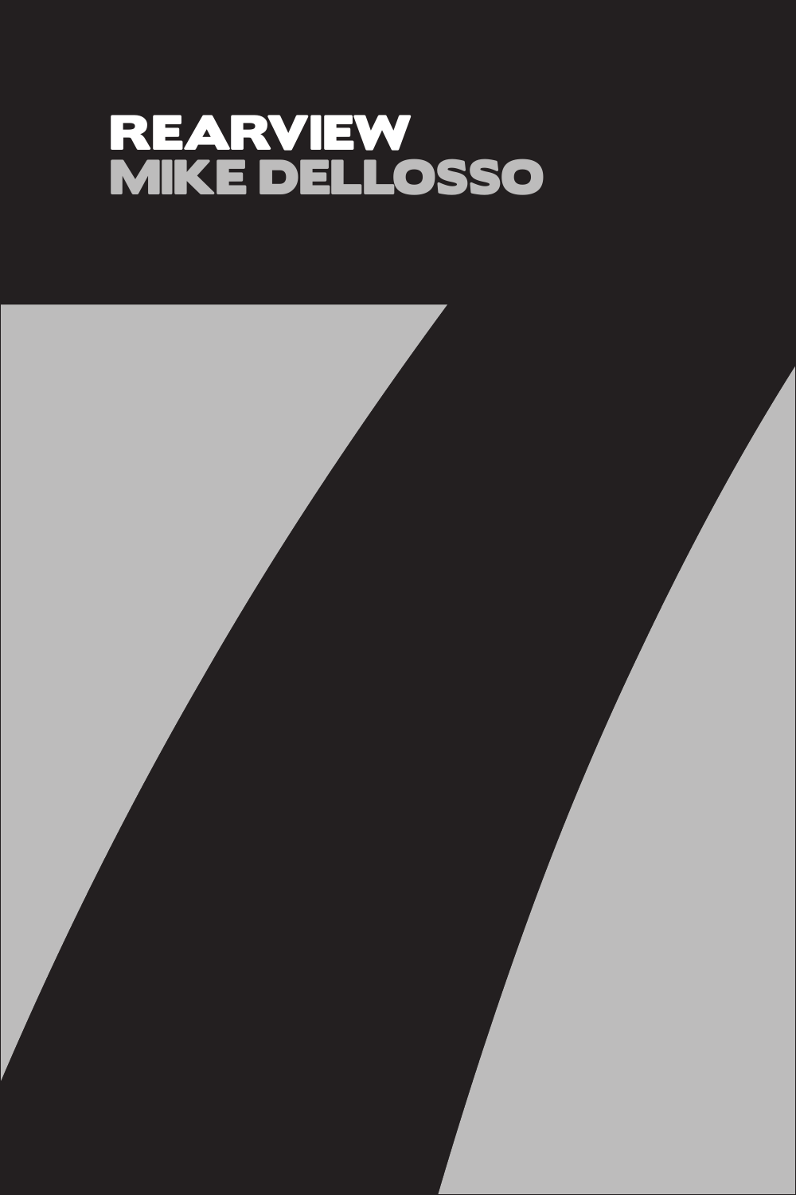# REARVIEW

## MIKE DELLOSSO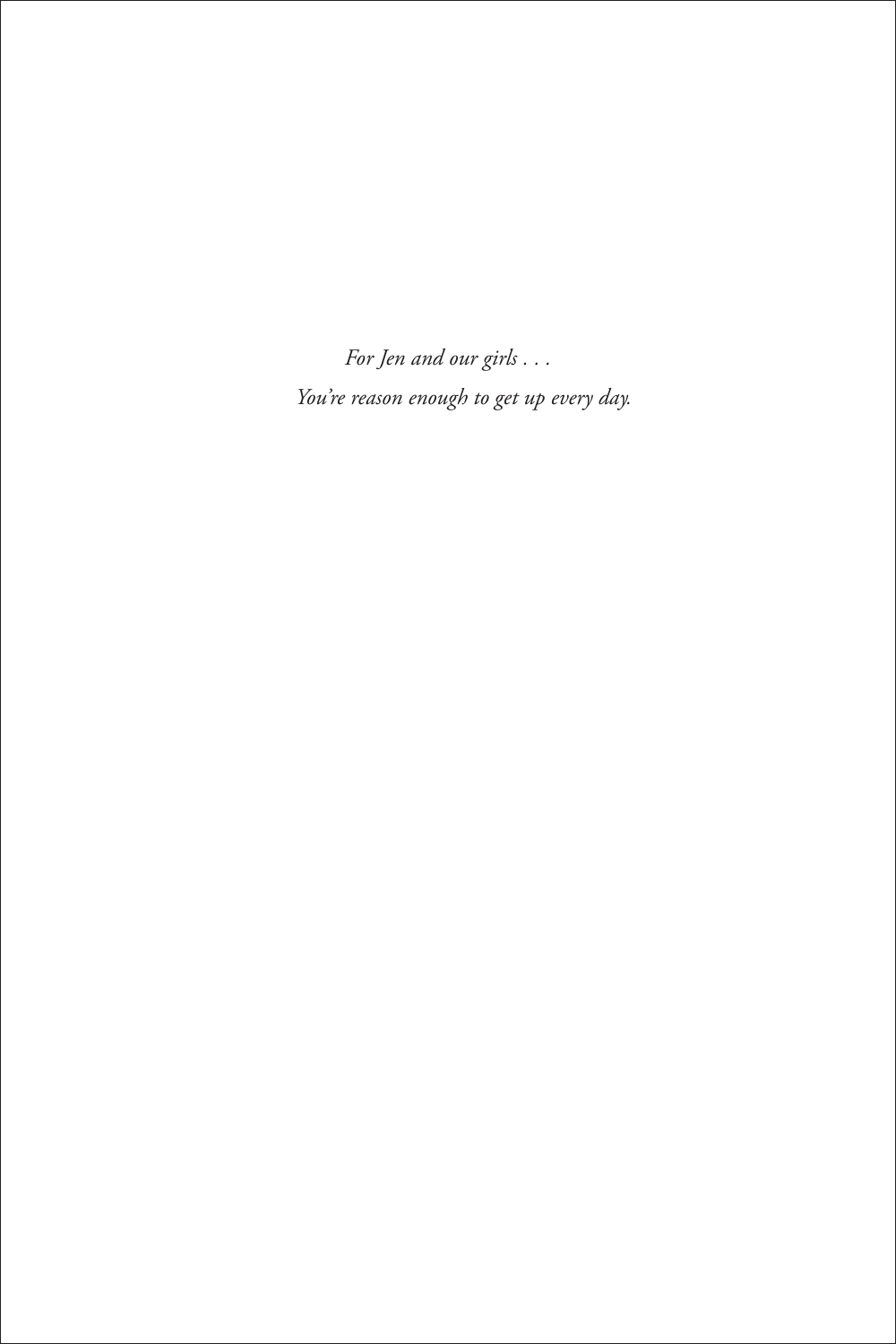*For Jen and our girls . . .*

*You're reason enough to get up every day.*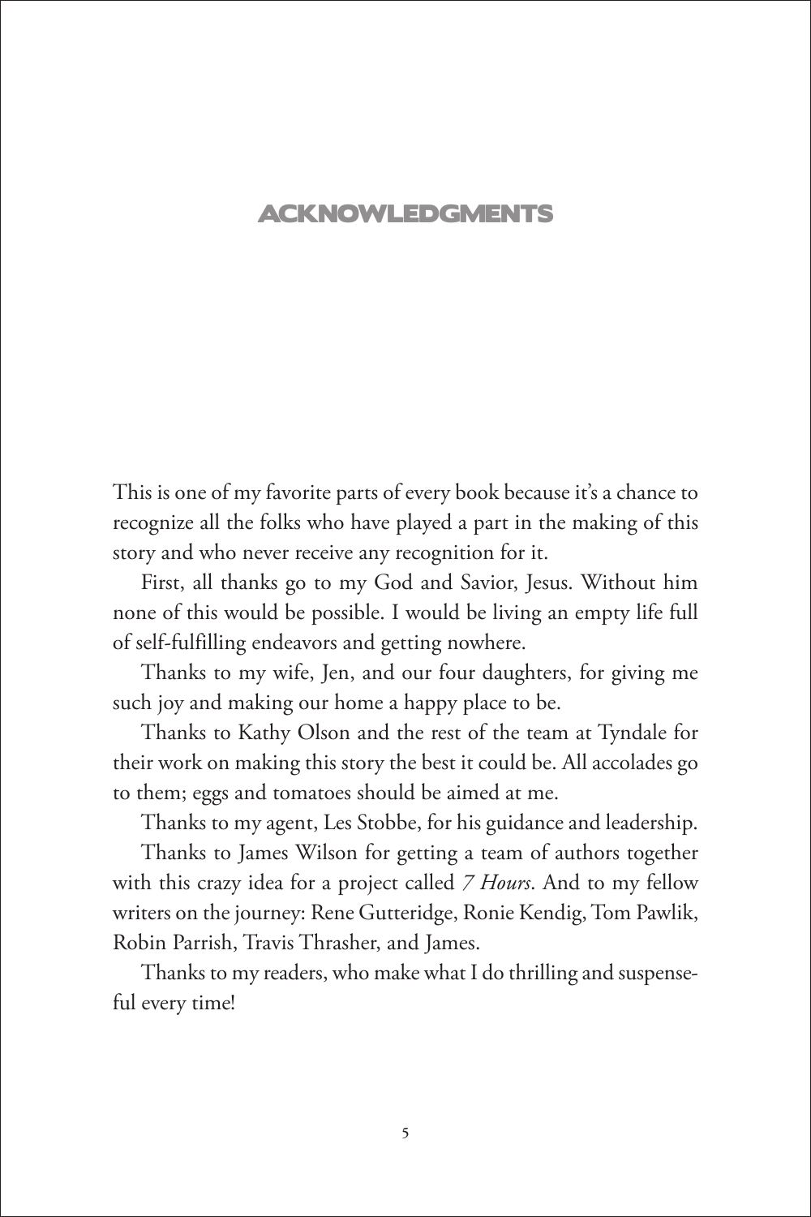# ACKNOWLEDGMENTS

This is one of my favorite parts of every book because it's a chance to recognize all the folks who have played a part in the making of this story and who never receive any recognition for it.

First, all thanks go to my God and Savior, Jesus. Without him none of this would be possible. I would be living an empty life full of self-fulfilling endeavors and getting nowhere.

Thanks to my wife, Jen, and our four daughters, for giving me such joy and making our home a happy place to be.

Thanks to Kathy Olson and the rest of the team at Tyndale for their work on making this story the best it could be. All accolades go to them; eggs and tomatoes should be aimed at me.

Thanks to my agent, Les Stobbe, for his guidance and leadership.

Thanks to James Wilson for getting a team of authors together with this crazy idea for a project called *7 Hours*. And to my fellow writers on the journey: Rene Gutteridge, Ronie Kendig, Tom Pawlik, Robin Parrish, Travis Thrasher, and James.

Thanks to my readers, who make what I do thrilling and suspenseful every time!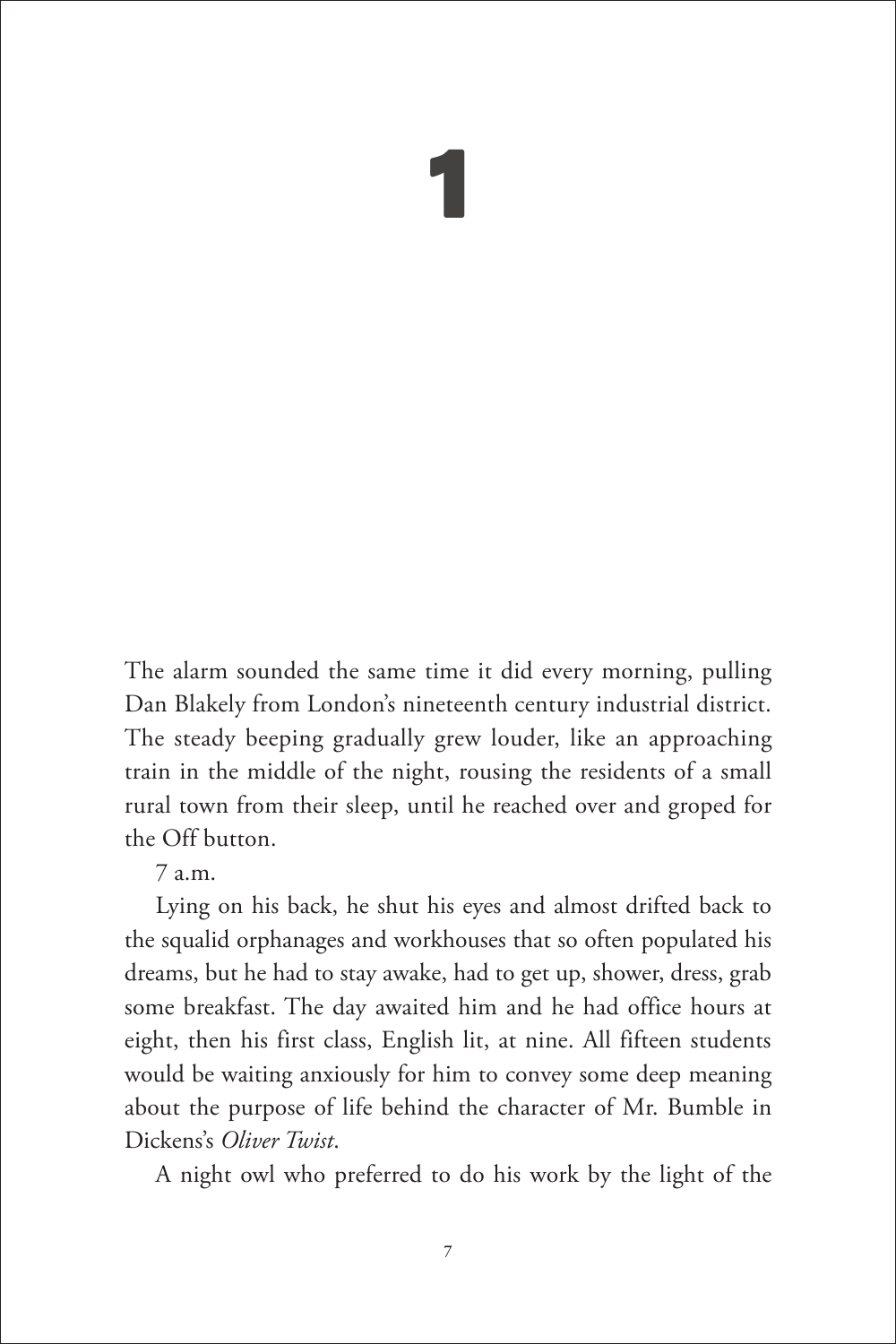# 1

The alarm sounded the same time it did every morning, pulling Dan Blakely from London's nineteenth century industrial district. The steady beeping gradually grew louder, like an approaching train in the middle of the night, rousing the residents of a small rural town from their sleep, until he reached over and groped for the Off button.

7 a.m.

Lying on his back, he shut his eyes and almost drifted back to the squalid orphanages and workhouses that so often populated his dreams, but he had to stay awake, had to get up, shower, dress, grab some breakfast. The day awaited him and he had office hours at eight, then his first class, English lit, at nine. All fifteen students would be waiting anxiously for him to convey some deep meaning about the purpose of life behind the character of Mr. Bumble in Dickens's *Oliver Twist*.

A night owl who preferred to do his work by the light of the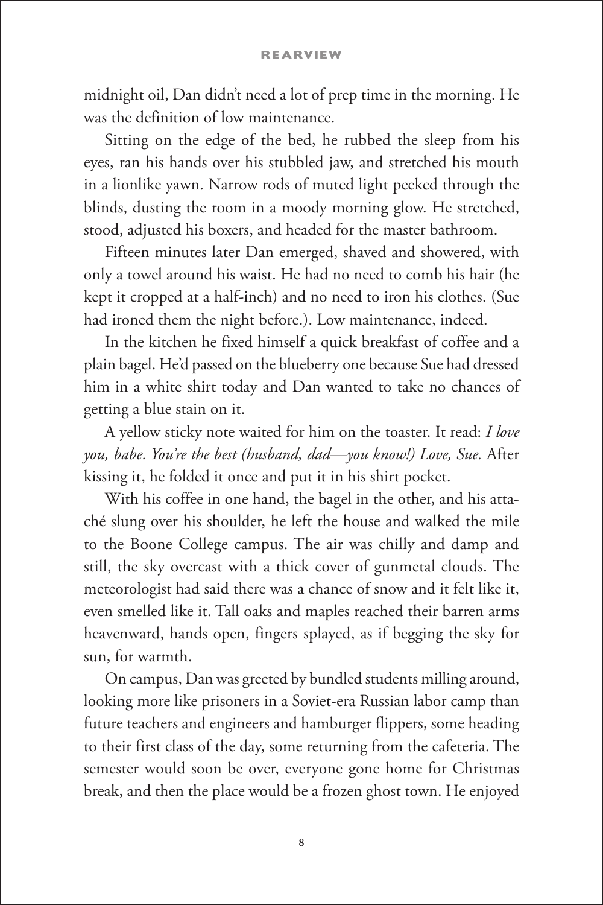midnight oil, Dan didn't need a lot of prep time in the morning. He was the definition of low maintenance.

Sitting on the edge of the bed, he rubbed the sleep from his eyes, ran his hands over his stubbled jaw, and stretched his mouth in a lionlike yawn. Narrow rods of muted light peeked through the blinds, dusting the room in a moody morning glow. He stretched, stood, adjusted his boxers, and headed for the master bathroom.

Fifteen minutes later Dan emerged, shaved and showered, with only a towel around his waist. He had no need to comb his hair (he kept it cropped at a half-inch) and no need to iron his clothes. (Sue had ironed them the night before.). Low maintenance, indeed.

In the kitchen he fixed himself a quick breakfast of coffee and a plain bagel. He'd passed on the blueberry one because Sue had dressed him in a white shirt today and Dan wanted to take no chances of getting a blue stain on it.

A yellow sticky note waited for him on the toaster. It read: *I love you, babe. You're the best (husband, dad—you know!) Love, Sue.* After kissing it, he folded it once and put it in his shirt pocket.

With his coffee in one hand, the bagel in the other, and his attaché slung over his shoulder, he left the house and walked the mile to the Boone College campus. The air was chilly and damp and still, the sky overcast with a thick cover of gunmetal clouds. The meteorologist had said there was a chance of snow and it felt like it, even smelled like it. Tall oaks and maples reached their barren arms heavenward, hands open, fingers splayed, as if begging the sky for sun, for warmth.

On campus, Dan was greeted by bundled students milling around, looking more like prisoners in a Soviet-era Russian labor camp than future teachers and engineers and hamburger flippers, some heading to their first class of the day, some returning from the cafeteria. The semester would soon be over, everyone gone home for Christmas break, and then the place would be a frozen ghost town. He enjoyed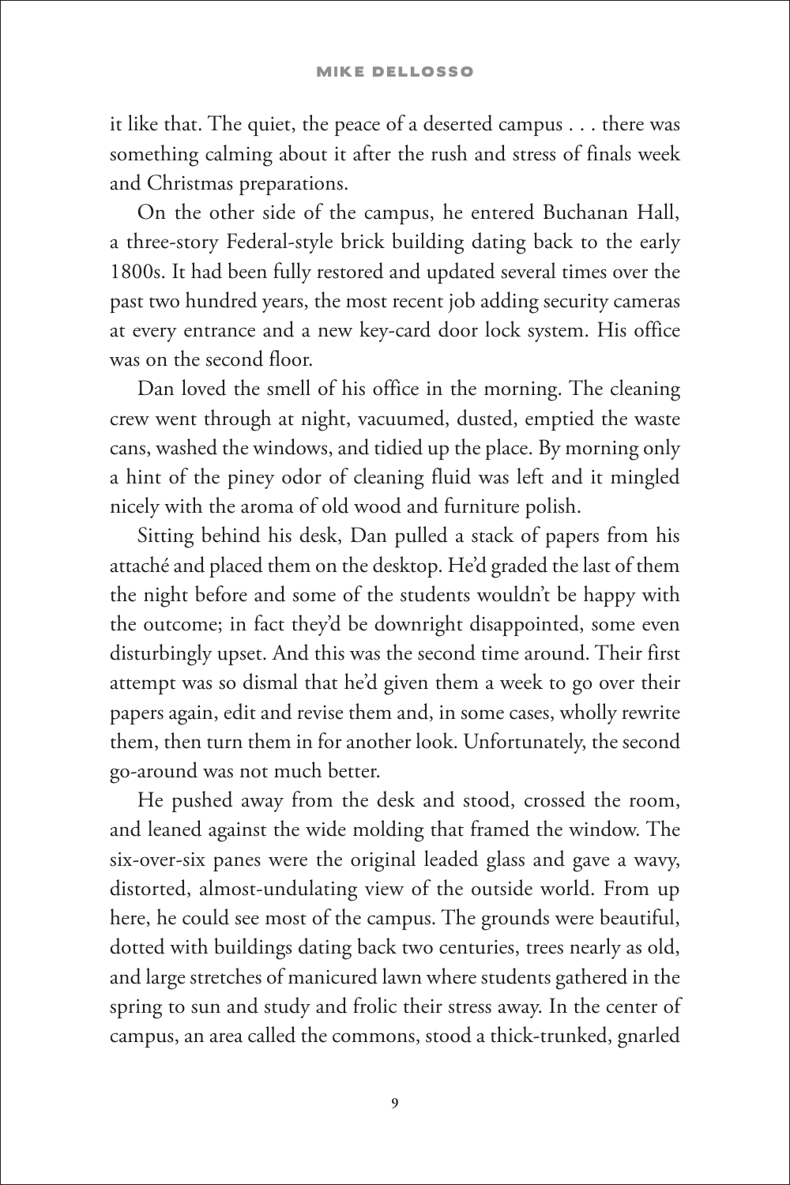it like that. The quiet, the peace of a deserted campus . . . there was something calming about it after the rush and stress of finals week and Christmas preparations.

On the other side of the campus, he entered Buchanan Hall, a three-story Federal-style brick building dating back to the early 1800s. It had been fully restored and updated several times over the past two hundred years, the most recent job adding security cameras at every entrance and a new key-card door lock system. His office was on the second floor.

Dan loved the smell of his office in the morning. The cleaning crew went through at night, vacuumed, dusted, emptied the waste cans, washed the windows, and tidied up the place. By morning only a hint of the piney odor of cleaning fluid was left and it mingled nicely with the aroma of old wood and furniture polish.

Sitting behind his desk, Dan pulled a stack of papers from his attaché and placed them on the desktop. He'd graded the last of them the night before and some of the students wouldn't be happy with the outcome; in fact they'd be downright disappointed, some even disturbingly upset. And this was the second time around. Their first attempt was so dismal that he'd given them a week to go over their papers again, edit and revise them and, in some cases, wholly rewrite them, then turn them in for another look. Unfortunately, the second go-around was not much better.

He pushed away from the desk and stood, crossed the room, and leaned against the wide molding that framed the window. The six-over-six panes were the original leaded glass and gave a wavy, distorted, almost-undulating view of the outside world. From up here, he could see most of the campus. The grounds were beautiful, dotted with buildings dating back two centuries, trees nearly as old, and large stretches of manicured lawn where students gathered in the spring to sun and study and frolic their stress away. In the center of campus, an area called the commons, stood a thick-trunked, gnarled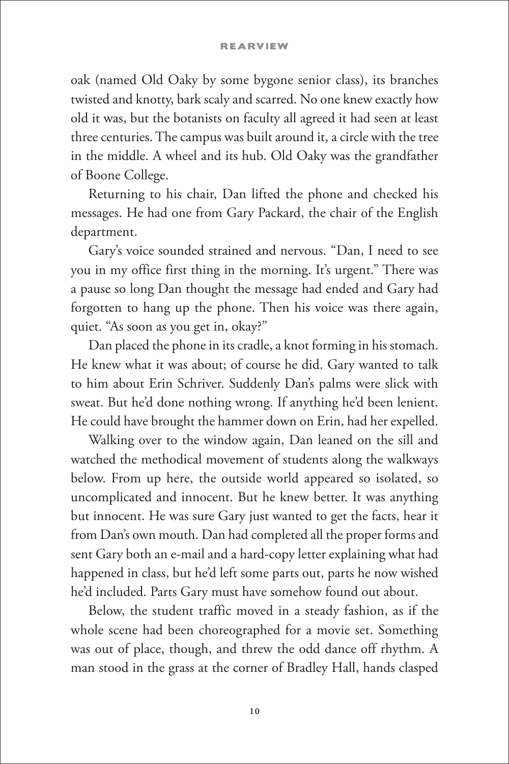oak (named Old Oaky by some bygone senior class), its branches twisted and knotty, bark scaly and scarred. No one knew exactly how old it was, but the botanists on faculty all agreed it had seen at least three centuries. The campus was built around it, a circle with the tree in the middle. A wheel and its hub. Old Oaky was the grandfather of Boone College.

Returning to his chair, Dan lifted the phone and checked his messages. He had one from Gary Packard, the chair of the English department.

Gary's voice sounded strained and nervous. "Dan, I need to see you in my office first thing in the morning. It's urgent." There was a pause so long Dan thought the message had ended and Gary had forgotten to hang up the phone. Then his voice was there again, quiet. "As soon as you get in, okay?"

Dan placed the phone in its cradle, a knot forming in his stomach. He knew what it was about; of course he did. Gary wanted to talk to him about Erin Schriver. Suddenly Dan's palms were slick with sweat. But he'd done nothing wrong. If anything he'd been lenient. He could have brought the hammer down on Erin, had her expelled.

Walking over to the window again, Dan leaned on the sill and watched the methodical movement of students along the walkways below. From up here, the outside world appeared so isolated, so uncomplicated and innocent. But he knew better. It was anything but innocent. He was sure Gary just wanted to get the facts, hear it from Dan's own mouth. Dan had completed all the proper forms and sent Gary both an e-mail and a hard-copy letter explaining what had happened in class, but he'd left some parts out, parts he now wished he'd included. Parts Gary must have somehow found out about.

Below, the student traffic moved in a steady fashion, as if the whole scene had been choreographed for a movie set. Something was out of place, though, and threw the odd dance off rhythm. A man stood in the grass at the corner of Bradley Hall, hands clasped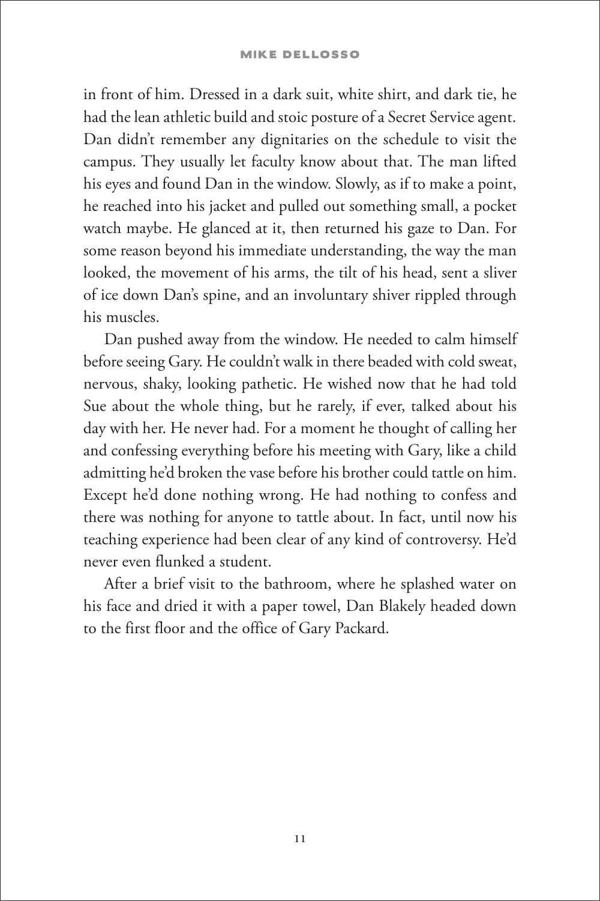in front of him. Dressed in a dark suit, white shirt, and dark tie, he had the lean athletic build and stoic posture of a Secret Service agent. Dan didn't remember any dignitaries on the schedule to visit the campus. They usually let faculty know about that. The man lifted his eyes and found Dan in the window. Slowly, as if to make a point, he reached into his jacket and pulled out something small, a pocket watch maybe. He glanced at it, then returned his gaze to Dan. For some reason beyond his immediate understanding, the way the man looked, the movement of his arms, the tilt of his head, sent a sliver of ice down Dan's spine, and an involuntary shiver rippled through his muscles.

Dan pushed away from the window. He needed to calm himself before seeing Gary. He couldn't walk in there beaded with cold sweat, nervous, shaky, looking pathetic. He wished now that he had told Sue about the whole thing, but he rarely, if ever, talked about his day with her. He never had. For a moment he thought of calling her and confessing everything before his meeting with Gary, like a child admitting he'd broken the vase before his brother could tattle on him. Except he'd done nothing wrong. He had nothing to confess and there was nothing for anyone to tattle about. In fact, until now his teaching experience had been clear of any kind of controversy. He'd never even flunked a student.

After a brief visit to the bathroom, where he splashed water on his face and dried it with a paper towel, Dan Blakely headed down to the first floor and the office of Gary Packard.